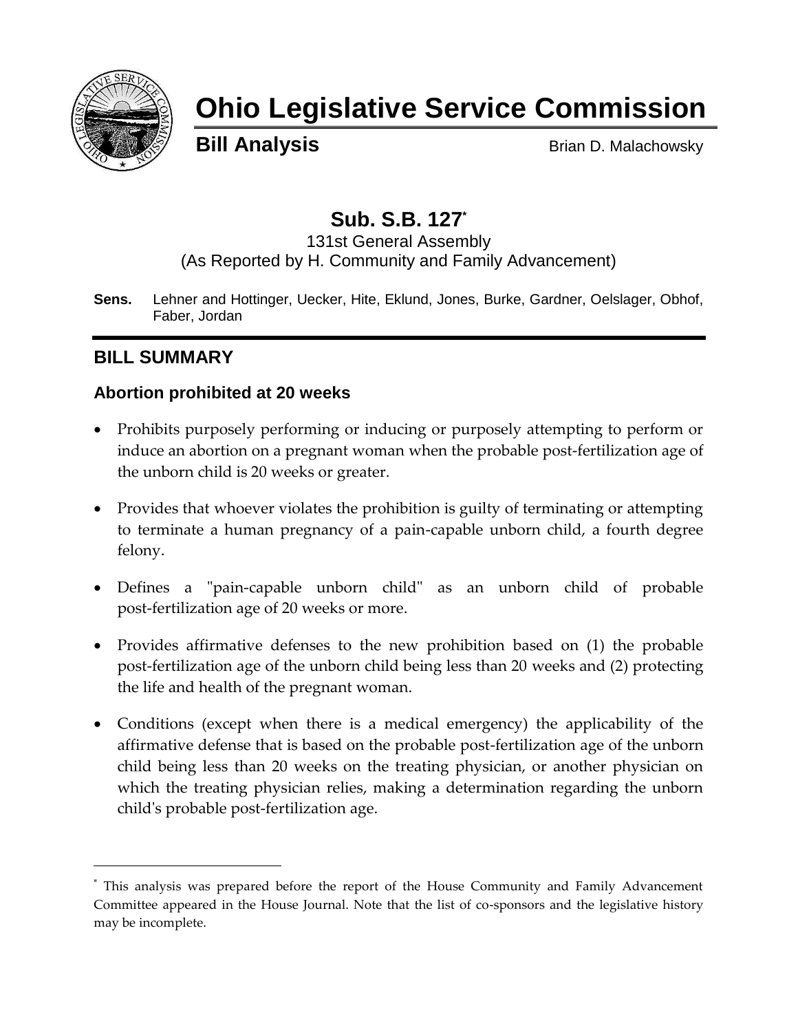# Ohio Legislative Service Commission

**Bill Analysis** Brian D. Malachowsky

## Sub. S.B. 127*

131st General Assembly
(As Reported by H. Community and Family Advancement)

**Sens.** Lehner and Hottinger, Uecker, Hite, Eklund, Jones, Burke, Gardner, Oelslager, Obhof, Faber, Jordan

## BILL SUMMARY

### Abortion prohibited at 20 weeks

- Prohibits purposely performing or inducing or purposely attempting to perform or induce an abortion on a pregnant woman when the probable post-fertilization age of the unborn child is 20 weeks or greater.
- Provides that whoever violates the prohibition is guilty of terminating or attempting to terminate a human pregnancy of a pain-capable unborn child, a fourth degree felony.
- Defines a "pain-capable unborn child" as an unborn child of probable post-fertilization age of 20 weeks or more.
- Provides affirmative defenses to the new prohibition based on (1) the probable post-fertilization age of the unborn child being less than 20 weeks and (2) protecting the life and health of the pregnant woman.
- Conditions (except when there is a medical emergency) the applicability of the affirmative defense that is based on the probable post-fertilization age of the unborn child being less than 20 weeks on the treating physician, or another physician on which the treating physician relies, making a determination regarding the unborn child's probable post-fertilization age.

---

\* This analysis was prepared before the report of the House Community and Family Advancement Committee appeared in the House Journal. Note that the list of co-sponsors and the legislative history may be incomplete.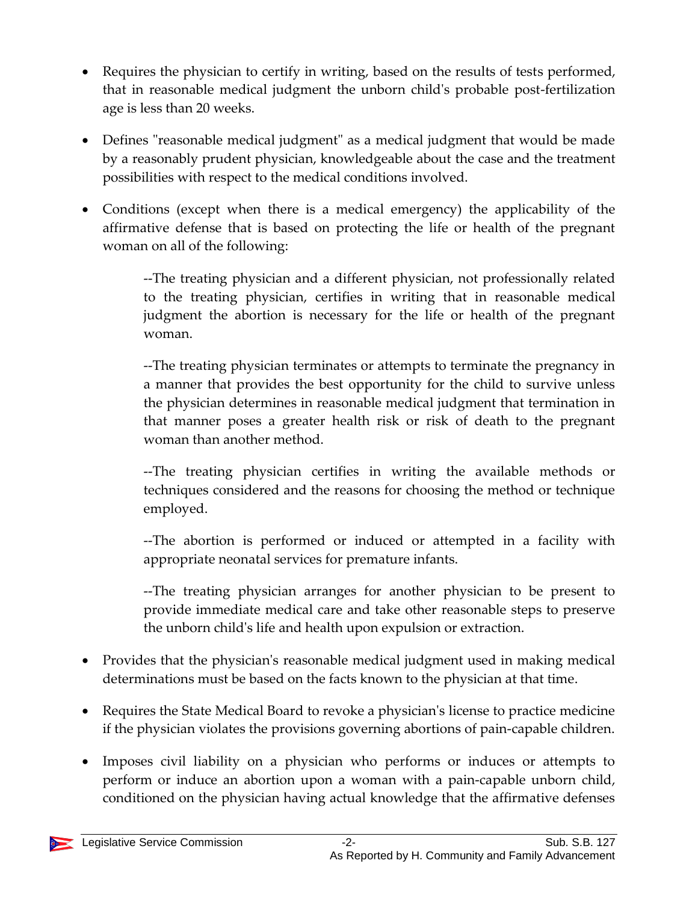- Requires the physician to certify in writing, based on the results of tests performed, that in reasonable medical judgment the unborn child's probable post-fertilization age is less than 20 weeks.

- Defines "reasonable medical judgment" as a medical judgment that would be made by a reasonably prudent physician, knowledgeable about the case and the treatment possibilities with respect to the medical conditions involved.

- Conditions (except when there is a medical emergency) the applicability of the affirmative defense that is based on protecting the life or health of the pregnant woman on all of the following:

  --The treating physician and a different physician, not professionally related to the treating physician, certifies in writing that in reasonable medical judgment the abortion is necessary for the life or health of the pregnant woman.

  --The treating physician terminates or attempts to terminate the pregnancy in a manner that provides the best opportunity for the child to survive unless the physician determines in reasonable medical judgment that termination in that manner poses a greater health risk or risk of death to the pregnant woman than another method.

  --The treating physician certifies in writing the available methods or techniques considered and the reasons for choosing the method or technique employed.

  --The abortion is performed or induced or attempted in a facility with appropriate neonatal services for premature infants.

  --The treating physician arranges for another physician to be present to provide immediate medical care and take other reasonable steps to preserve the unborn child's life and health upon expulsion or extraction.

- Provides that the physician's reasonable medical judgment used in making medical determinations must be based on the facts known to the physician at that time.

- Requires the State Medical Board to revoke a physician's license to practice medicine if the physician violates the provisions governing abortions of pain-capable children.

- Imposes civil liability on a physician who performs or induces or attempts to perform or induce an abortion upon a woman with a pain-capable unborn child, conditioned on the physician having actual knowledge that the affirmative defenses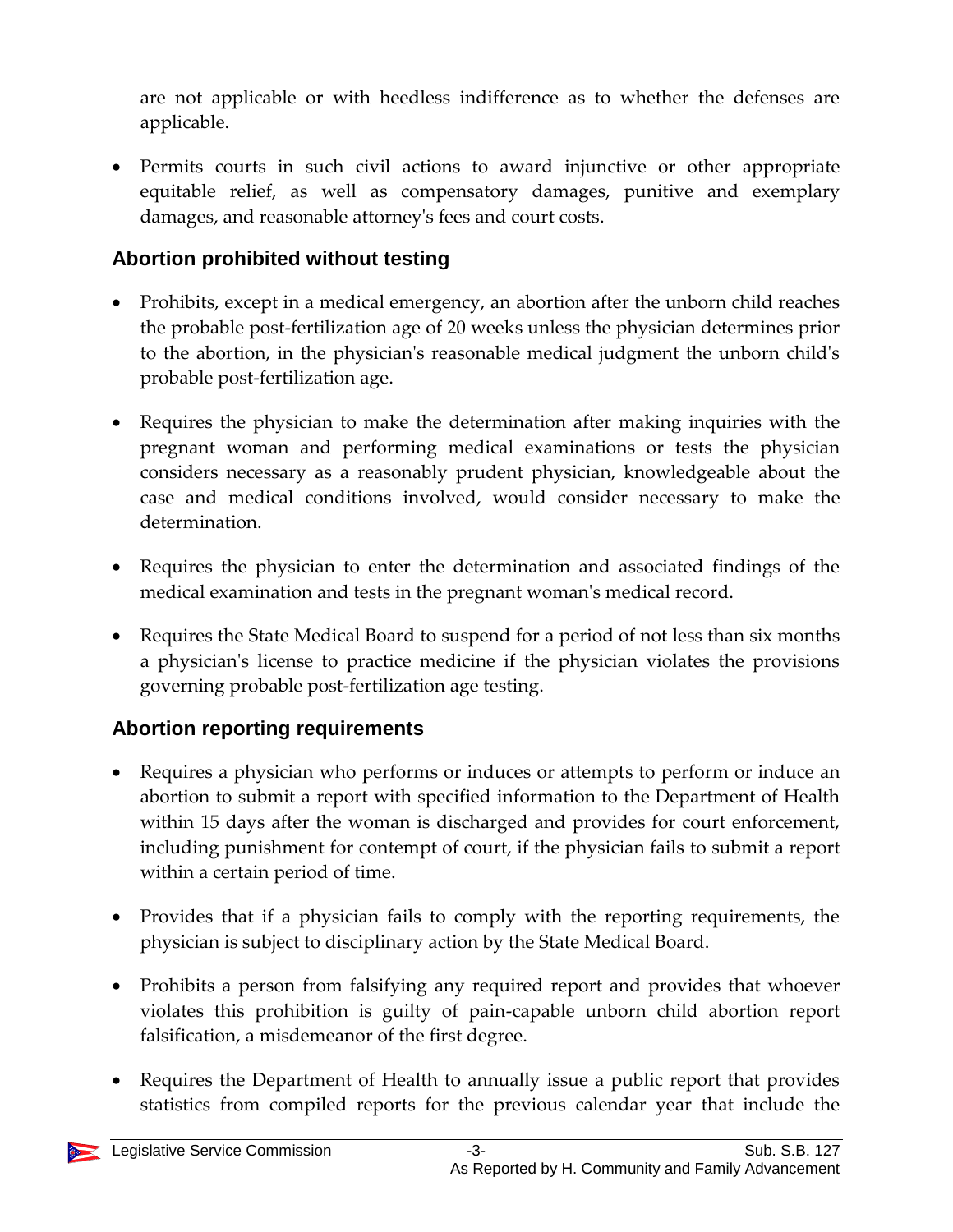are not applicable or with heedless indifference as to whether the defenses are applicable.

- Permits courts in such civil actions to award injunctive or other appropriate equitable relief, as well as compensatory damages, punitive and exemplary damages, and reasonable attorney's fees and court costs.

### Abortion prohibited without testing

- Prohibits, except in a medical emergency, an abortion after the unborn child reaches the probable post-fertilization age of 20 weeks unless the physician determines prior to the abortion, in the physician's reasonable medical judgment the unborn child's probable post-fertilization age.

- Requires the physician to make the determination after making inquiries with the pregnant woman and performing medical examinations or tests the physician considers necessary as a reasonably prudent physician, knowledgeable about the case and medical conditions involved, would consider necessary to make the determination.

- Requires the physician to enter the determination and associated findings of the medical examination and tests in the pregnant woman's medical record.

- Requires the State Medical Board to suspend for a period of not less than six months a physician's license to practice medicine if the physician violates the provisions governing probable post-fertilization age testing.

### Abortion reporting requirements

- Requires a physician who performs or induces or attempts to perform or induce an abortion to submit a report with specified information to the Department of Health within 15 days after the woman is discharged and provides for court enforcement, including punishment for contempt of court, if the physician fails to submit a report within a certain period of time.

- Provides that if a physician fails to comply with the reporting requirements, the physician is subject to disciplinary action by the State Medical Board.

- Prohibits a person from falsifying any required report and provides that whoever violates this prohibition is guilty of pain-capable unborn child abortion report falsification, a misdemeanor of the first degree.

- Requires the Department of Health to annually issue a public report that provides statistics from compiled reports for the previous calendar year that include the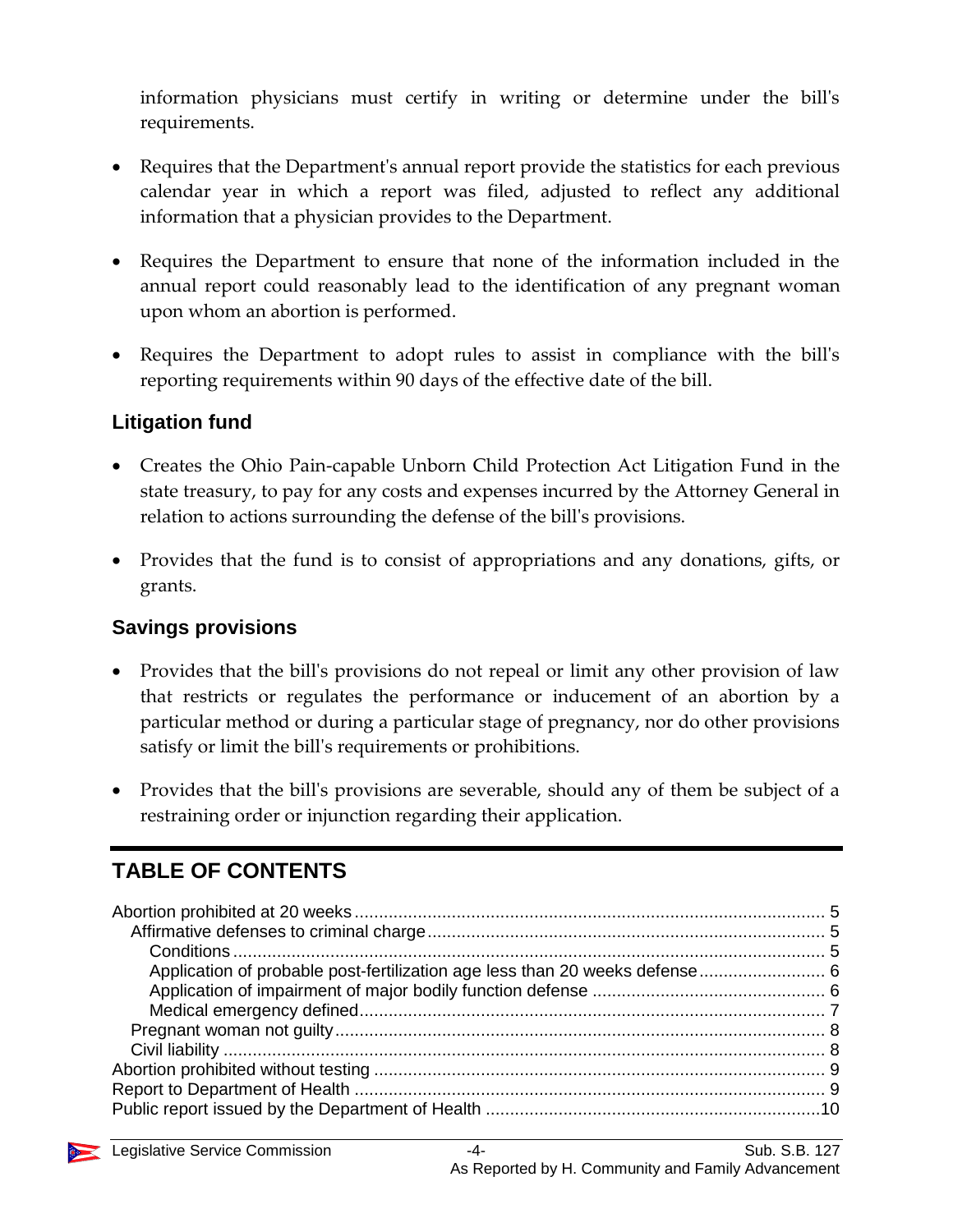information physicians must certify in writing or determine under the bill's requirements.

- Requires that the Department's annual report provide the statistics for each previous calendar year in which a report was filed, adjusted to reflect any additional information that a physician provides to the Department.
- Requires the Department to ensure that none of the information included in the annual report could reasonably lead to the identification of any pregnant woman upon whom an abortion is performed.
- Requires the Department to adopt rules to assist in compliance with the bill's reporting requirements within 90 days of the effective date of the bill.

### Litigation fund

- Creates the Ohio Pain-capable Unborn Child Protection Act Litigation Fund in the state treasury, to pay for any costs and expenses incurred by the Attorney General in relation to actions surrounding the defense of the bill's provisions.
- Provides that the fund is to consist of appropriations and any donations, gifts, or grants.

### Savings provisions

- Provides that the bill's provisions do not repeal or limit any other provision of law that restricts or regulates the performance or inducement of an abortion by a particular method or during a particular stage of pregnancy, nor do other provisions satisfy or limit the bill's requirements or prohibitions.
- Provides that the bill's provisions are severable, should any of them be subject of a restraining order or injunction regarding their application.

---

## TABLE OF CONTENTS

Abortion prohibited at 20 weeks ..... 5
  Affirmative defenses to criminal charge ..... 5
    Conditions ..... 5
    Application of probable post-fertilization age less than 20 weeks defense ..... 6
    Application of impairment of major bodily function defense ..... 6
    Medical emergency defined ..... 7
  Pregnant woman not guilty ..... 8
  Civil liability ..... 8
Abortion prohibited without testing ..... 9
Report to Department of Health ..... 9
Public report issued by the Department of Health ..... 10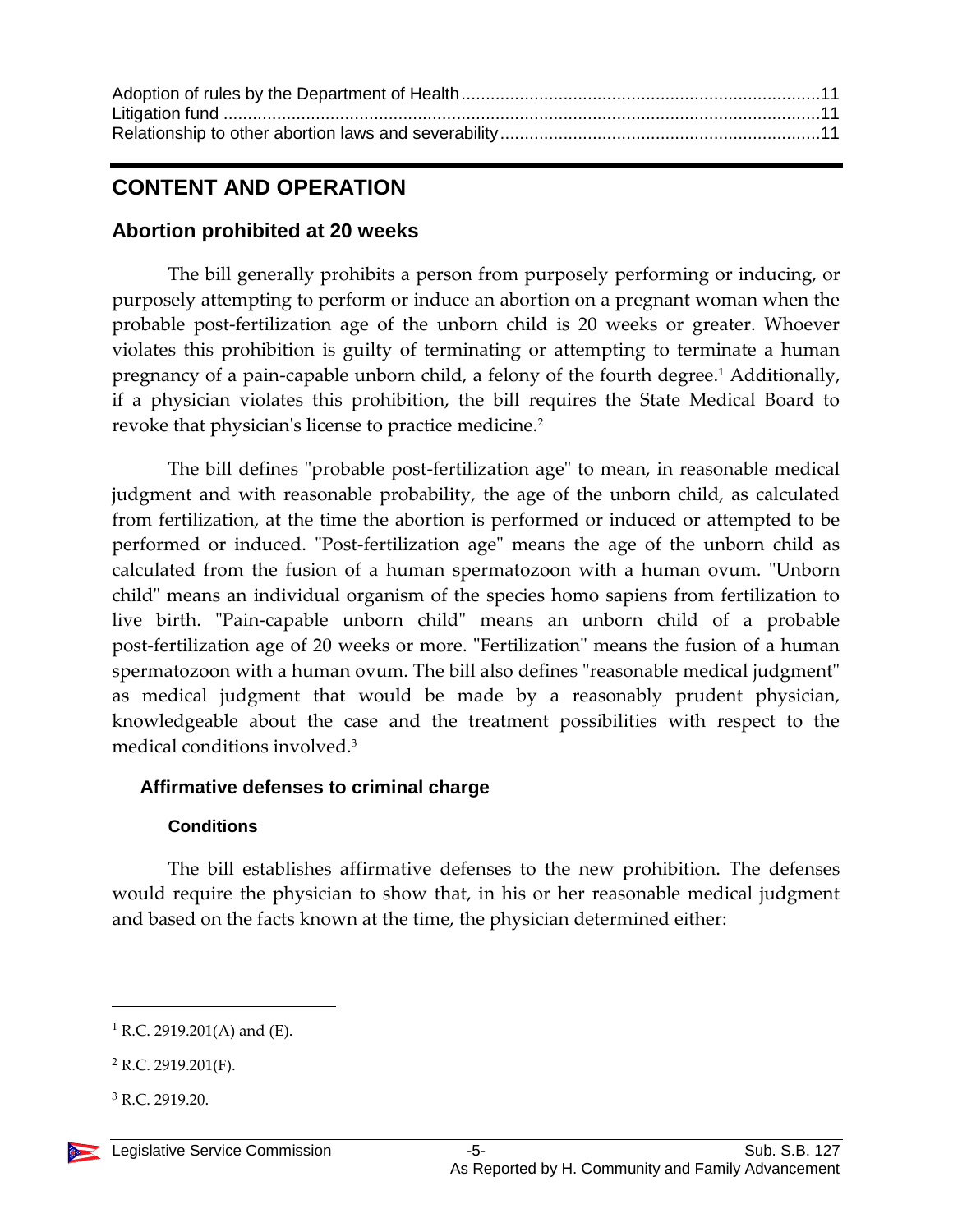| | |
|---|---|
| Adoption of rules by the Department of Health | 11 |
| Litigation fund | 11 |
| Relationship to other abortion laws and severability | 11 |

# CONTENT AND OPERATION

## Abortion prohibited at 20 weeks

The bill generally prohibits a person from purposely performing or inducing, or purposely attempting to perform or induce an abortion on a pregnant woman when the probable post-fertilization age of the unborn child is 20 weeks or greater. Whoever violates this prohibition is guilty of terminating or attempting to terminate a human pregnancy of a pain-capable unborn child, a felony of the fourth degree.[1] Additionally, if a physician violates this prohibition, the bill requires the State Medical Board to revoke that physician's license to practice medicine.[2]

The bill defines "probable post-fertilization age" to mean, in reasonable medical judgment and with reasonable probability, the age of the unborn child, as calculated from fertilization, at the time the abortion is performed or induced or attempted to be performed or induced. "Post-fertilization age" means the age of the unborn child as calculated from the fusion of a human spermatozoon with a human ovum. "Unborn child" means an individual organism of the species homo sapiens from fertilization to live birth. "Pain-capable unborn child" means an unborn child of a probable post-fertilization age of 20 weeks or more. "Fertilization" means the fusion of a human spermatozoon with a human ovum. The bill also defines "reasonable medical judgment" as medical judgment that would be made by a reasonably prudent physician, knowledgeable about the case and the treatment possibilities with respect to the medical conditions involved.[3]

### Affirmative defenses to criminal charge

#### Conditions

The bill establishes affirmative defenses to the new prohibition. The defenses would require the physician to show that, in his or her reasonable medical judgment and based on the facts known at the time, the physician determined either:

---

[1] R.C. 2919.201(A) and (E).

[2] R.C. 2919.201(F).

[3] R.C. 2919.20.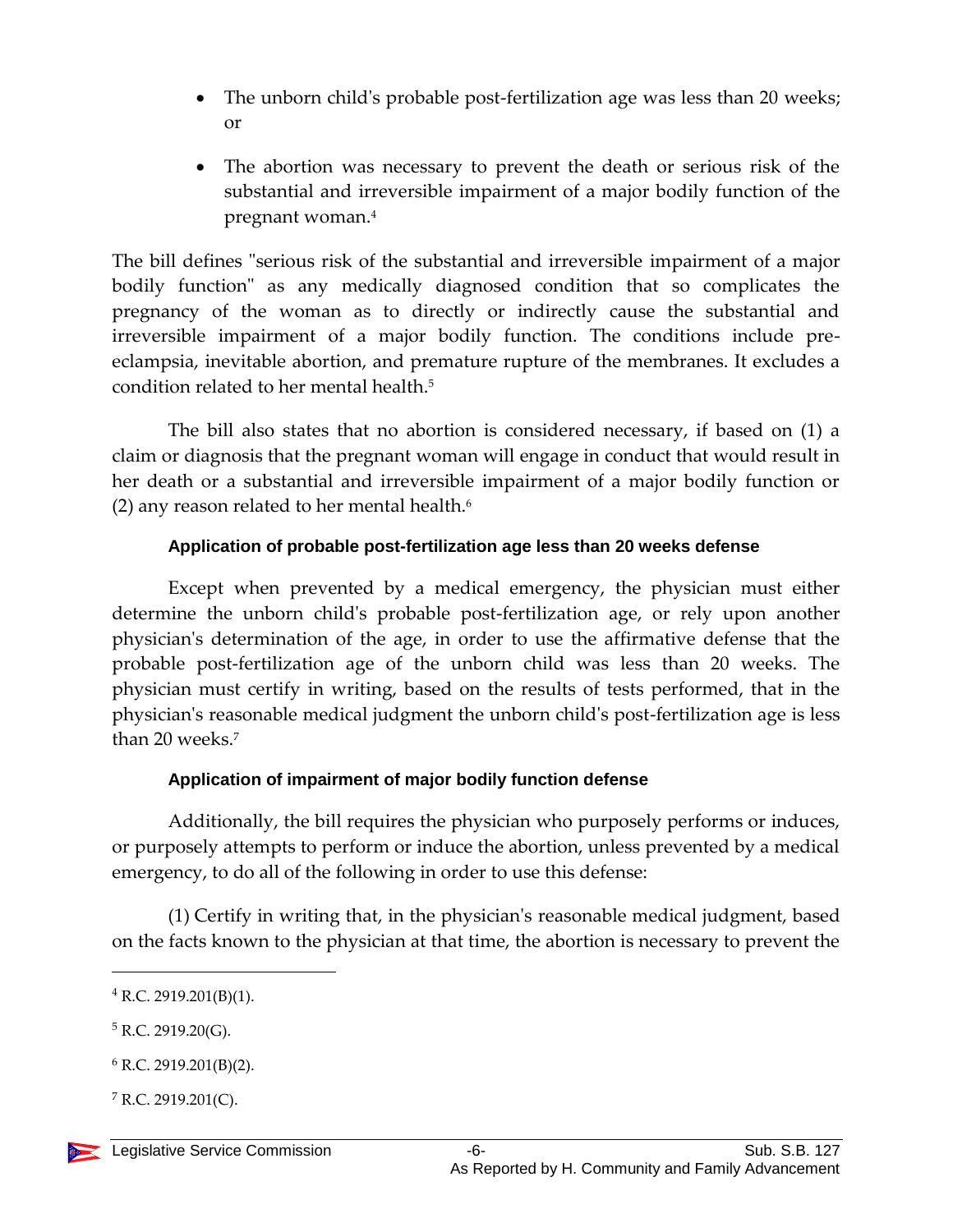- The unborn child's probable post-fertilization age was less than 20 weeks; or
- The abortion was necessary to prevent the death or serious risk of the substantial and irreversible impairment of a major bodily function of the pregnant woman.[4]

The bill defines "serious risk of the substantial and irreversible impairment of a major bodily function" as any medically diagnosed condition that so complicates the pregnancy of the woman as to directly or indirectly cause the substantial and irreversible impairment of a major bodily function. The conditions include pre-eclampsia, inevitable abortion, and premature rupture of the membranes. It excludes a condition related to her mental health.[5]

The bill also states that no abortion is considered necessary, if based on (1) a claim or diagnosis that the pregnant woman will engage in conduct that would result in her death or a substantial and irreversible impairment of a major bodily function or (2) any reason related to her mental health.[6]

#### Application of probable post-fertilization age less than 20 weeks defense

Except when prevented by a medical emergency, the physician must either determine the unborn child's probable post-fertilization age, or rely upon another physician's determination of the age, in order to use the affirmative defense that the probable post-fertilization age of the unborn child was less than 20 weeks. The physician must certify in writing, based on the results of tests performed, that in the physician's reasonable medical judgment the unborn child's post-fertilization age is less than 20 weeks.[7]

#### Application of impairment of major bodily function defense

Additionally, the bill requires the physician who purposely performs or induces, or purposely attempts to perform or induce the abortion, unless prevented by a medical emergency, to do all of the following in order to use this defense:

(1) Certify in writing that, in the physician's reasonable medical judgment, based on the facts known to the physician at that time, the abortion is necessary to prevent the

---

[4] R.C. 2919.201(B)(1).

[5] R.C. 2919.20(G).

[6] R.C. 2919.201(B)(2).

[7] R.C. 2919.201(C).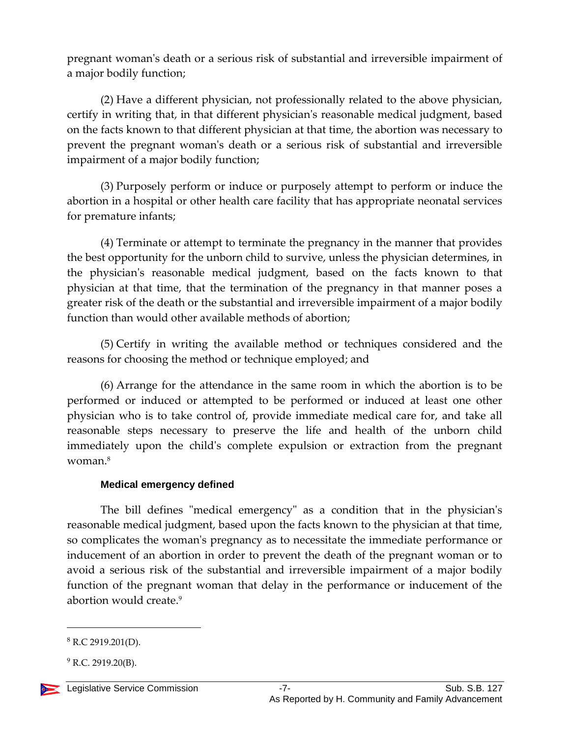pregnant woman's death or a serious risk of substantial and irreversible impairment of a major bodily function;

(2) Have a different physician, not professionally related to the above physician, certify in writing that, in that different physician's reasonable medical judgment, based on the facts known to that different physician at that time, the abortion was necessary to prevent the pregnant woman's death or a serious risk of substantial and irreversible impairment of a major bodily function;

(3) Purposely perform or induce or purposely attempt to perform or induce the abortion in a hospital or other health care facility that has appropriate neonatal services for premature infants;

(4) Terminate or attempt to terminate the pregnancy in the manner that provides the best opportunity for the unborn child to survive, unless the physician determines, in the physician's reasonable medical judgment, based on the facts known to that physician at that time, that the termination of the pregnancy in that manner poses a greater risk of the death or the substantial and irreversible impairment of a major bodily function than would other available methods of abortion;

(5) Certify in writing the available method or techniques considered and the reasons for choosing the method or technique employed; and

(6) Arrange for the attendance in the same room in which the abortion is to be performed or induced or attempted to be performed or induced at least one other physician who is to take control of, provide immediate medical care for, and take all reasonable steps necessary to preserve the life and health of the unborn child immediately upon the child's complete expulsion or extraction from the pregnant woman.[8]

### Medical emergency defined

The bill defines "medical emergency" as a condition that in the physician's reasonable medical judgment, based upon the facts known to the physician at that time, so complicates the woman's pregnancy as to necessitate the immediate performance or inducement of an abortion in order to prevent the death of the pregnant woman or to avoid a serious risk of the substantial and irreversible impairment of a major bodily function of the pregnant woman that delay in the performance or inducement of the abortion would create.[9]

---

[8] R.C 2919.201(D).

[9] R.C. 2919.20(B).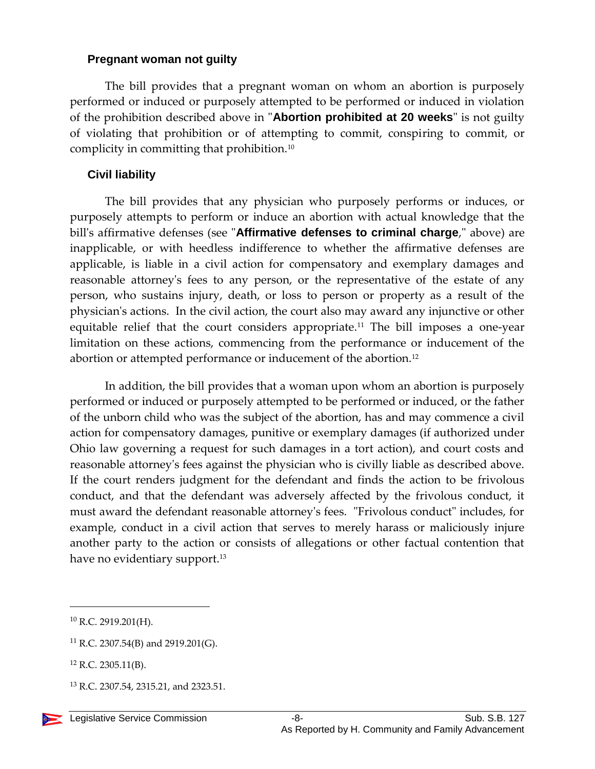### Pregnant woman not guilty

The bill provides that a pregnant woman on whom an abortion is purposely performed or induced or purposely attempted to be performed or induced in violation of the prohibition described above in "**Abortion prohibited at 20 weeks**" is not guilty of violating that prohibition or of attempting to commit, conspiring to commit, or complicity in committing that prohibition.[10]

### Civil liability

The bill provides that any physician who purposely performs or induces, or purposely attempts to perform or induce an abortion with actual knowledge that the bill's affirmative defenses (see "**Affirmative defenses to criminal charge**," above) are inapplicable, or with heedless indifference to whether the affirmative defenses are applicable, is liable in a civil action for compensatory and exemplary damages and reasonable attorney's fees to any person, or the representative of the estate of any person, who sustains injury, death, or loss to person or property as a result of the physician's actions. In the civil action, the court also may award any injunctive or other equitable relief that the court considers appropriate.[11] The bill imposes a one-year limitation on these actions, commencing from the performance or inducement of the abortion or attempted performance or inducement of the abortion.[12]

In addition, the bill provides that a woman upon whom an abortion is purposely performed or induced or purposely attempted to be performed or induced, or the father of the unborn child who was the subject of the abortion, has and may commence a civil action for compensatory damages, punitive or exemplary damages (if authorized under Ohio law governing a request for such damages in a tort action), and court costs and reasonable attorney's fees against the physician who is civilly liable as described above. If the court renders judgment for the defendant and finds the action to be frivolous conduct, and that the defendant was adversely affected by the frivolous conduct, it must award the defendant reasonable attorney's fees. "Frivolous conduct" includes, for example, conduct in a civil action that serves to merely harass or maliciously injure another party to the action or consists of allegations or other factual contention that have no evidentiary support.[13]

---

[10] R.C. 2919.201(H).

[11] R.C. 2307.54(B) and 2919.201(G).

[12] R.C. 2305.11(B).

[13] R.C. 2307.54, 2315.21, and 2323.51.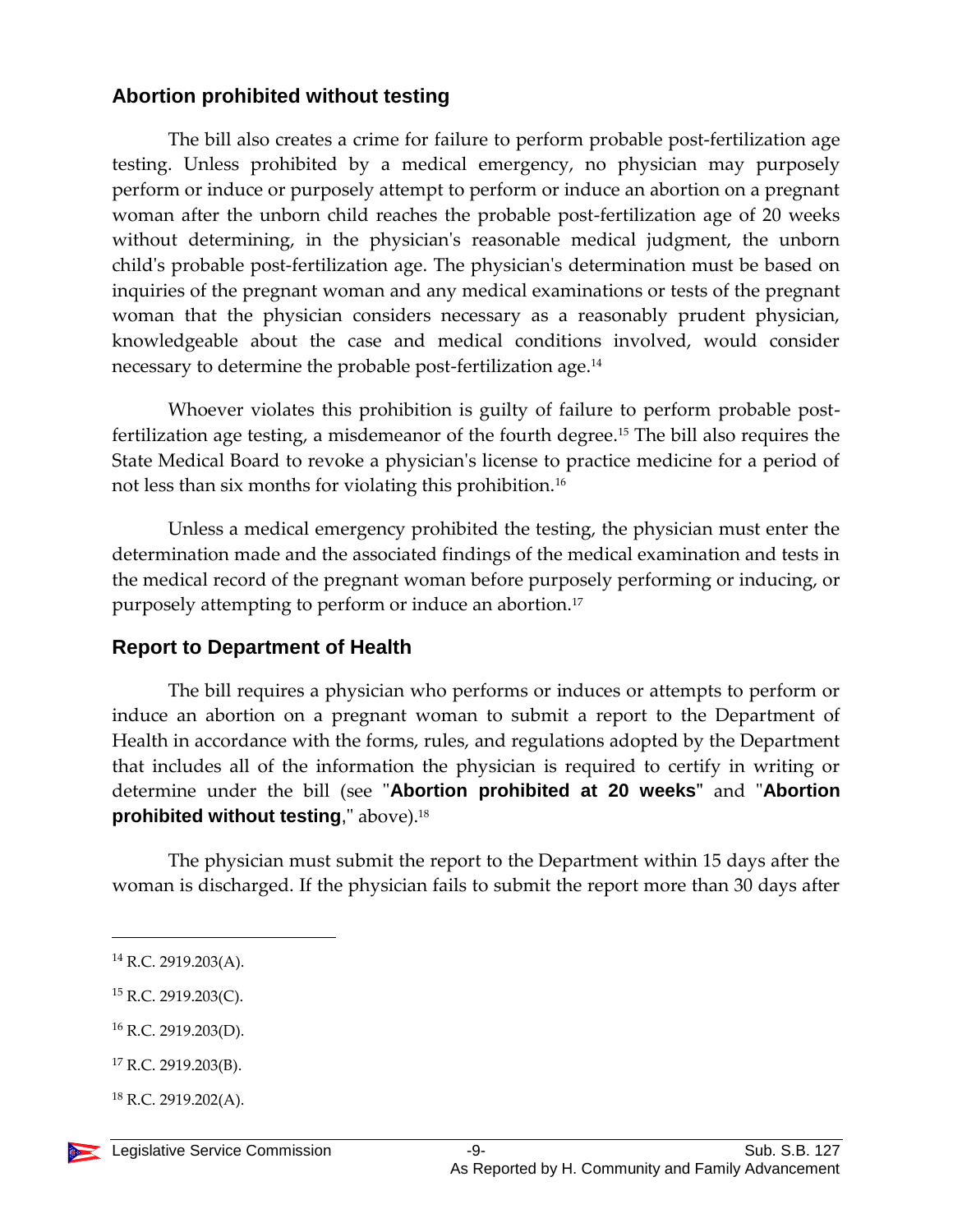## Abortion prohibited without testing

The bill also creates a crime for failure to perform probable post-fertilization age testing. Unless prohibited by a medical emergency, no physician may purposely perform or induce or purposely attempt to perform or induce an abortion on a pregnant woman after the unborn child reaches the probable post-fertilization age of 20 weeks without determining, in the physician's reasonable medical judgment, the unborn child's probable post-fertilization age. The physician's determination must be based on inquiries of the pregnant woman and any medical examinations or tests of the pregnant woman that the physician considers necessary as a reasonably prudent physician, knowledgeable about the case and medical conditions involved, would consider necessary to determine the probable post-fertilization age.[14]

Whoever violates this prohibition is guilty of failure to perform probable post-fertilization age testing, a misdemeanor of the fourth degree.[15] The bill also requires the State Medical Board to revoke a physician's license to practice medicine for a period of not less than six months for violating this prohibition.[16]

Unless a medical emergency prohibited the testing, the physician must enter the determination made and the associated findings of the medical examination and tests in the medical record of the pregnant woman before purposely performing or inducing, or purposely attempting to perform or induce an abortion.[17]

## Report to Department of Health

The bill requires a physician who performs or induces or attempts to perform or induce an abortion on a pregnant woman to submit a report to the Department of Health in accordance with the forms, rules, and regulations adopted by the Department that includes all of the information the physician is required to certify in writing or determine under the bill (see "**Abortion prohibited at 20 weeks**" and "**Abortion prohibited without testing**," above).[18]

The physician must submit the report to the Department within 15 days after the woman is discharged. If the physician fails to submit the report more than 30 days after

---

[14] R.C. 2919.203(A).

[15] R.C. 2919.203(C).

[16] R.C. 2919.203(D).

[17] R.C. 2919.203(B).

[18] R.C. 2919.202(A).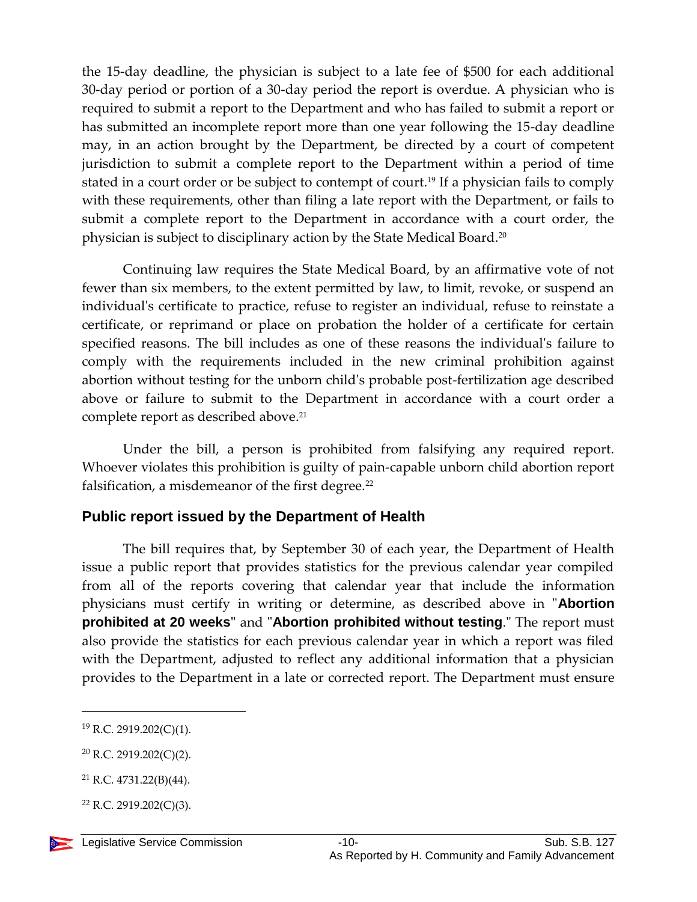the 15-day deadline, the physician is subject to a late fee of $500 for each additional 30-day period or portion of a 30-day period the report is overdue. A physician who is required to submit a report to the Department and who has failed to submit a report or has submitted an incomplete report more than one year following the 15-day deadline may, in an action brought by the Department, be directed by a court of competent jurisdiction to submit a complete report to the Department within a period of time stated in a court order or be subject to contempt of court.[19] If a physician fails to comply with these requirements, other than filing a late report with the Department, or fails to submit a complete report to the Department in accordance with a court order, the physician is subject to disciplinary action by the State Medical Board.[20]

Continuing law requires the State Medical Board, by an affirmative vote of not fewer than six members, to the extent permitted by law, to limit, revoke, or suspend an individual's certificate to practice, refuse to register an individual, refuse to reinstate a certificate, or reprimand or place on probation the holder of a certificate for certain specified reasons. The bill includes as one of these reasons the individual's failure to comply with the requirements included in the new criminal prohibition against abortion without testing for the unborn child's probable post-fertilization age described above or failure to submit to the Department in accordance with a court order a complete report as described above.[21]

Under the bill, a person is prohibited from falsifying any required report. Whoever violates this prohibition is guilty of pain-capable unborn child abortion report falsification, a misdemeanor of the first degree.[22]

## Public report issued by the Department of Health

The bill requires that, by September 30 of each year, the Department of Health issue a public report that provides statistics for the previous calendar year compiled from all of the reports covering that calendar year that include the information physicians must certify in writing or determine, as described above in "**Abortion prohibited at 20 weeks**" and "**Abortion prohibited without testing**." The report must also provide the statistics for each previous calendar year in which a report was filed with the Department, adjusted to reflect any additional information that a physician provides to the Department in a late or corrected report. The Department must ensure

---

[19] R.C. 2919.202(C)(1).

[20] R.C. 2919.202(C)(2).

[21] R.C. 4731.22(B)(44).

[22] R.C. 2919.202(C)(3).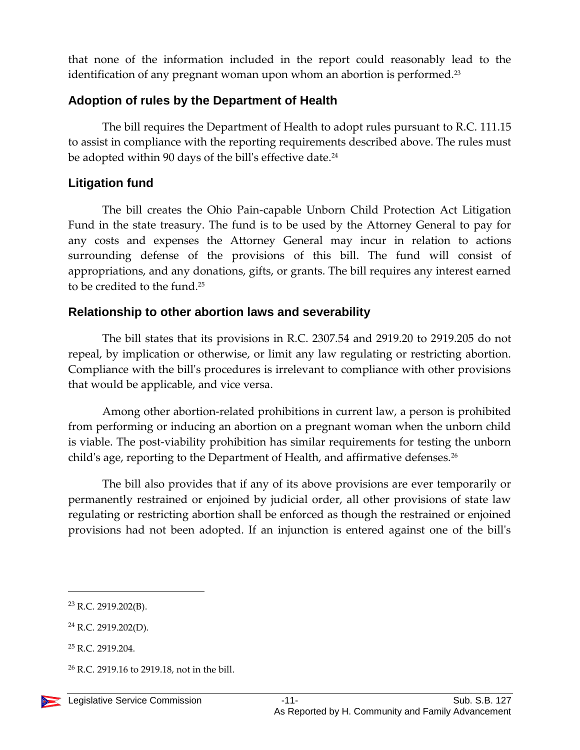that none of the information included in the report could reasonably lead to the identification of any pregnant woman upon whom an abortion is performed.[23]

### Adoption of rules by the Department of Health

The bill requires the Department of Health to adopt rules pursuant to R.C. 111.15 to assist in compliance with the reporting requirements described above. The rules must be adopted within 90 days of the bill's effective date.[24]

### Litigation fund

The bill creates the Ohio Pain-capable Unborn Child Protection Act Litigation Fund in the state treasury. The fund is to be used by the Attorney General to pay for any costs and expenses the Attorney General may incur in relation to actions surrounding defense of the provisions of this bill. The fund will consist of appropriations, and any donations, gifts, or grants. The bill requires any interest earned to be credited to the fund.[25]

### Relationship to other abortion laws and severability

The bill states that its provisions in R.C. 2307.54 and 2919.20 to 2919.205 do not repeal, by implication or otherwise, or limit any law regulating or restricting abortion. Compliance with the bill's procedures is irrelevant to compliance with other provisions that would be applicable, and vice versa.

Among other abortion-related prohibitions in current law, a person is prohibited from performing or inducing an abortion on a pregnant woman when the unborn child is viable. The post-viability prohibition has similar requirements for testing the unborn child's age, reporting to the Department of Health, and affirmative defenses.[26]

The bill also provides that if any of its above provisions are ever temporarily or permanently restrained or enjoined by judicial order, all other provisions of state law regulating or restricting abortion shall be enforced as though the restrained or enjoined provisions had not been adopted. If an injunction is entered against one of the bill's

---

[23] R.C. 2919.202(B).

[24] R.C. 2919.202(D).

[25] R.C. 2919.204.

[26] R.C. 2919.16 to 2919.18, not in the bill.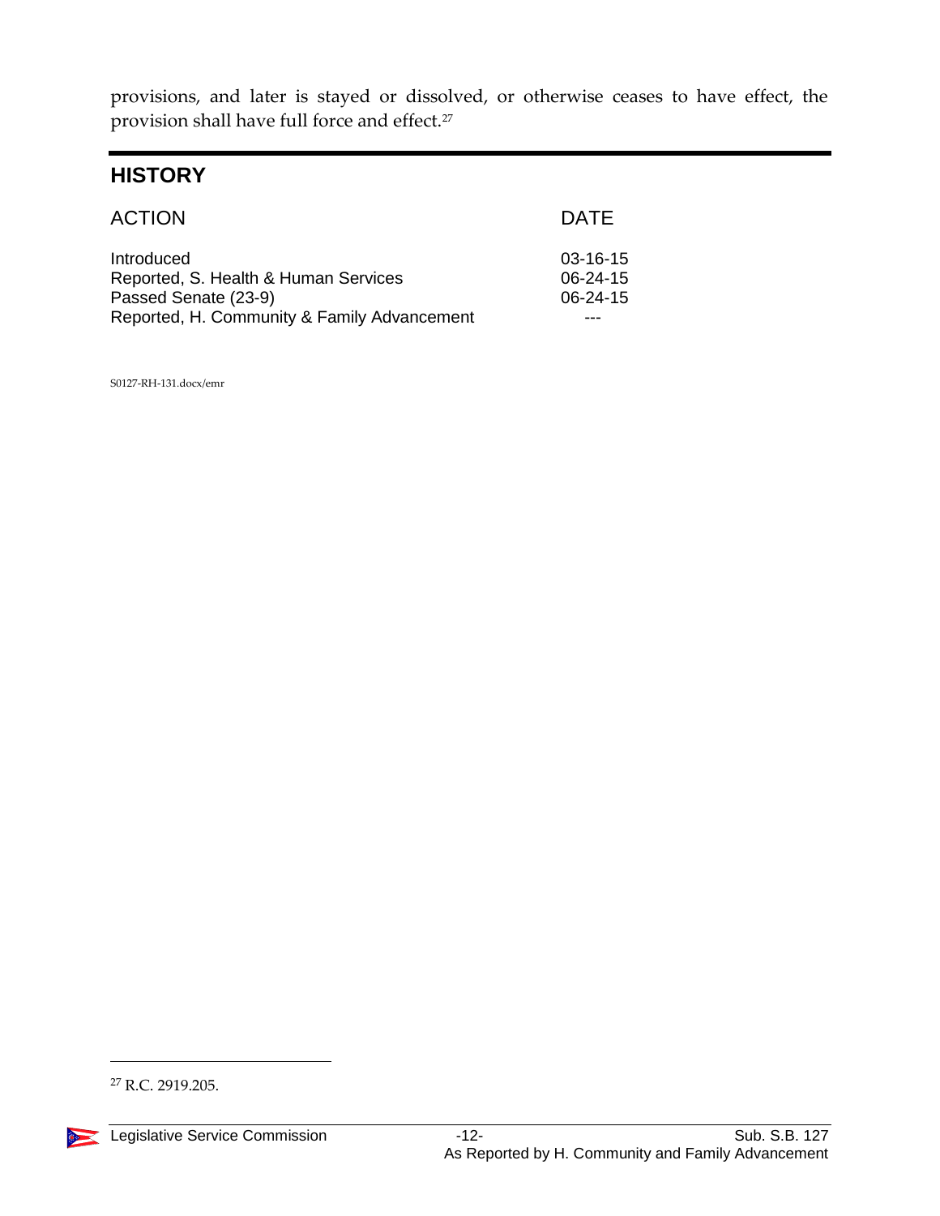provisions, and later is stayed or dissolved, or otherwise ceases to have effect, the provision shall have full force and effect.[27]

## HISTORY

| ACTION | DATE |
| --- | --- |
| Introduced | 03-16-15 |
| Reported, S. Health & Human Services | 06-24-15 |
| Passed Senate (23-9) | 06-24-15 |
| Reported, H. Community & Family Advancement | --- |

S0127-RH-131.docx/emr

[27] R.C. 2919.205.